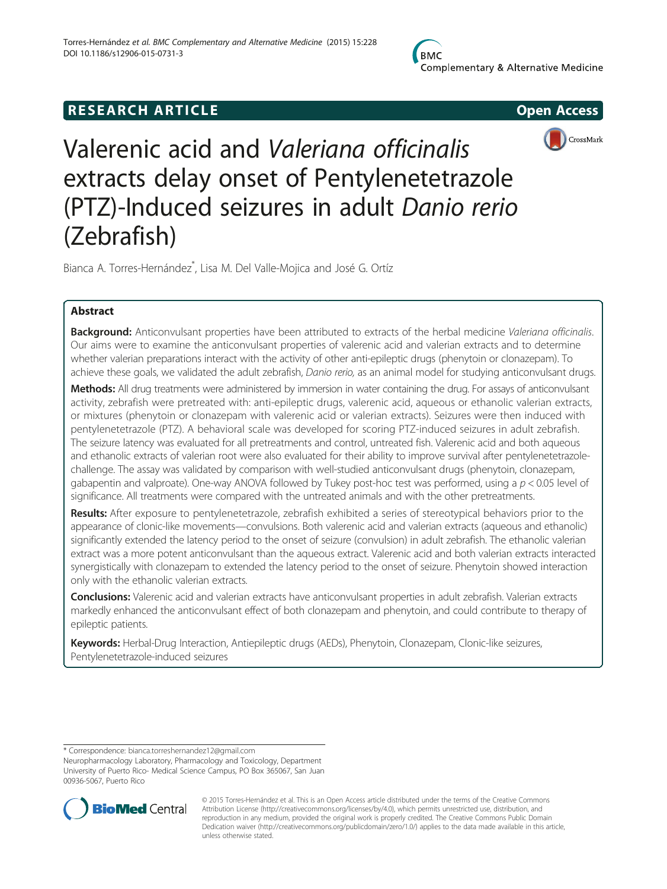RESEARCH ARTICLE

Open Access

# Valerenic acid and *Valeriana officinalis* extracts delay onset of Pentylenetetrazole (PTZ)-Induced seizures in adult *Danio rerio* (Zebrafish)

Bianca A. Torres-Hernández*, Lisa M. Del Valle-Mojica and José G. Ortíz

## Abstract

**Background:** Anticonvulsant properties have been attributed to extracts of the herbal medicine *Valeriana officinalis*. Our aims were to examine the anticonvulsant properties of valerenic acid and valerian extracts and to determine whether valerian preparations interact with the activity of other anti-epileptic drugs (phenytoin or clonazepam). To achieve these goals, we validated the adult zebrafish, *Danio rerio,* as an animal model for studying anticonvulsant drugs.

**Methods:** All drug treatments were administered by immersion in water containing the drug. For assays of anticonvulsant activity, zebrafish were pretreated with: anti-epileptic drugs, valerenic acid, aqueous or ethanolic valerian extracts, or mixtures (phenytoin or clonazepam with valerenic acid or valerian extracts). Seizures were then induced with pentylenetetrazole (PTZ). A behavioral scale was developed for scoring PTZ-induced seizures in adult zebrafish. The seizure latency was evaluated for all pretreatments and control, untreated fish. Valerenic acid and both aqueous and ethanolic extracts of valerian root were also evaluated for their ability to improve survival after pentylenetetrazole-challenge. The assay was validated by comparison with well-studied anticonvulsant drugs (phenytoin, clonazepam, gabapentin and valproate). One-way ANOVA followed by Tukey post-hoc test was performed, using a $p < 0.05$ level of significance. All treatments were compared with the untreated animals and with the other pretreatments.

**Results:** After exposure to pentylenetetrazole, zebrafish exhibited a series of stereotypical behaviors prior to the appearance of clonic-like movements—convulsions. Both valerenic acid and valerian extracts (aqueous and ethanolic) significantly extended the latency period to the onset of seizure (convulsion) in adult zebrafish. The ethanolic valerian extract was a more potent anticonvulsant than the aqueous extract. Valerenic acid and both valerian extracts interacted synergistically with clonazepam to extended the latency period to the onset of seizure. Phenytoin showed interaction only with the ethanolic valerian extracts.

**Conclusions:** Valerenic acid and valerian extracts have anticonvulsant properties in adult zebrafish. Valerian extracts markedly enhanced the anticonvulsant effect of both clonazepam and phenytoin, and could contribute to therapy of epileptic patients.

**Keywords:** Herbal-Drug Interaction, Antiepileptic drugs (AEDs), Phenytoin, Clonazepam, Clonic-like seizures, Pentylenetetrazole-induced seizures

---

* Correspondence: bianca.torreshernandez12@gmail.com
Neuropharmacology Laboratory, Pharmacology and Toxicology, Department University of Puerto Rico- Medical Science Campus, PO Box 365067, San Juan 00936-5067, Puerto Rico

© 2015 Torres-Hernández et al. This is an Open Access article distributed under the terms of the Creative Commons Attribution License (http://creativecommons.org/licenses/by/4.0), which permits unrestricted use, distribution, and reproduction in any medium, provided the original work is properly credited. The Creative Commons Public Domain Dedication waiver (http://creativecommons.org/publicdomain/zero/1.0/) applies to the data made available in this article, unless otherwise stated.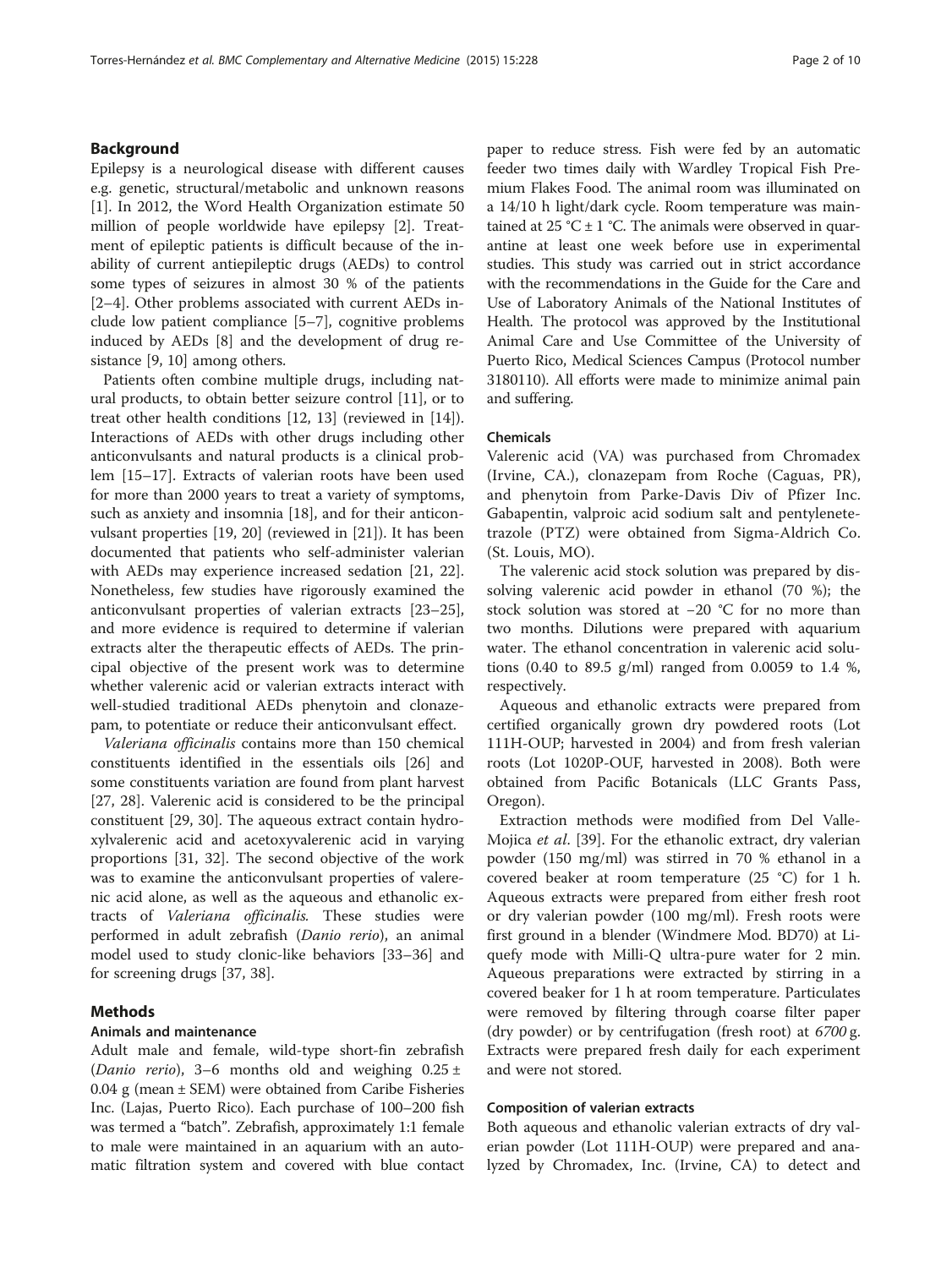## Background

Epilepsy is a neurological disease with different causes e.g. genetic, structural/metabolic and unknown reasons [1]. In 2012, the Word Health Organization estimate 50 million of people worldwide have epilepsy [2]. Treatment of epileptic patients is difficult because of the inability of current antiepileptic drugs (AEDs) to control some types of seizures in almost 30 % of the patients [2–4]. Other problems associated with current AEDs include low patient compliance [5–7], cognitive problems induced by AEDs [8] and the development of drug resistance [9, 10] among others.

Patients often combine multiple drugs, including natural products, to obtain better seizure control [11], or to treat other health conditions [12, 13] (reviewed in [14]). Interactions of AEDs with other drugs including other anticonvulsants and natural products is a clinical problem [15–17]. Extracts of valerian roots have been used for more than 2000 years to treat a variety of symptoms, such as anxiety and insomnia [18], and for their anticonvulsant properties [19, 20] (reviewed in [21]). It has been documented that patients who self-administer valerian with AEDs may experience increased sedation [21, 22]. Nonetheless, few studies have rigorously examined the anticonvulsant properties of valerian extracts [23–25], and more evidence is required to determine if valerian extracts alter the therapeutic effects of AEDs. The principal objective of the present work was to determine whether valerenic acid or valerian extracts interact with well-studied traditional AEDs phenytoin and clonazepam, to potentiate or reduce their anticonvulsant effect.

*Valeriana officinalis* contains more than 150 chemical constituents identified in the essentials oils [26] and some constituents variation are found from plant harvest [27, 28]. Valerenic acid is considered to be the principal constituent [29, 30]. The aqueous extract contain hydroxylvalerenic acid and acetoxyvalerenic acid in varying proportions [31, 32]. The second objective of the work was to examine the anticonvulsant properties of valerenic acid alone, as well as the aqueous and ethanolic extracts of *Valeriana officinalis*. These studies were performed in adult zebrafish (*Danio rerio*), an animal model used to study clonic-like behaviors [33–36] and for screening drugs [37, 38].

## Methods

### Animals and maintenance

Adult male and female, wild-type short-fin zebrafish (*Danio rerio*), 3–6 months old and weighing 0.25 ± 0.04 g (mean ± SEM) were obtained from Caribe Fisheries Inc. (Lajas, Puerto Rico). Each purchase of 100–200 fish was termed a "batch". Zebrafish, approximately 1:1 female to male were maintained in an aquarium with an automatic filtration system and covered with blue contact paper to reduce stress. Fish were fed by an automatic feeder two times daily with Wardley Tropical Fish Premium Flakes Food. The animal room was illuminated on a 14/10 h light/dark cycle. Room temperature was maintained at 25 °C ± 1 °C. The animals were observed in quarantine at least one week before use in experimental studies. This study was carried out in strict accordance with the recommendations in the Guide for the Care and Use of Laboratory Animals of the National Institutes of Health. The protocol was approved by the Institutional Animal Care and Use Committee of the University of Puerto Rico, Medical Sciences Campus (Protocol number 3180110). All efforts were made to minimize animal pain and suffering.

### Chemicals

Valerenic acid (VA) was purchased from Chromadex (Irvine, CA.), clonazepam from Roche (Caguas, PR), and phenytoin from Parke-Davis Div of Pfizer Inc. Gabapentin, valproic acid sodium salt and pentylenetetrazole (PTZ) were obtained from Sigma-Aldrich Co. (St. Louis, MO).

The valerenic acid stock solution was prepared by dissolving valerenic acid powder in ethanol (70 %); the stock solution was stored at −20 °C for no more than two months. Dilutions were prepared with aquarium water. The ethanol concentration in valerenic acid solutions (0.40 to 89.5 g/ml) ranged from 0.0059 to 1.4 %, respectively.

Aqueous and ethanolic extracts were prepared from certified organically grown dry powdered roots (Lot 111H-OUP; harvested in 2004) and from fresh valerian roots (Lot 1020P-OUF, harvested in 2008). Both were obtained from Pacific Botanicals (LLC Grants Pass, Oregon).

Extraction methods were modified from Del Valle-Mojica *et al*. [39]. For the ethanolic extract, dry valerian powder (150 mg/ml) was stirred in 70 % ethanol in a covered beaker at room temperature (25 °C) for 1 h. Aqueous extracts were prepared from either fresh root or dry valerian powder (100 mg/ml). Fresh roots were first ground in a blender (Windmere Mod. BD70) at Liquefy mode with Milli-Q ultra-pure water for 2 min. Aqueous preparations were extracted by stirring in a covered beaker for 1 h at room temperature. Particulates were removed by filtering through coarse filter paper (dry powder) or by centrifugation (fresh root) at *6700* g. Extracts were prepared fresh daily for each experiment and were not stored.

### Composition of valerian extracts

Both aqueous and ethanolic valerian extracts of dry valerian powder (Lot 111H-OUP) were prepared and analyzed by Chromadex, Inc. (Irvine, CA) to detect and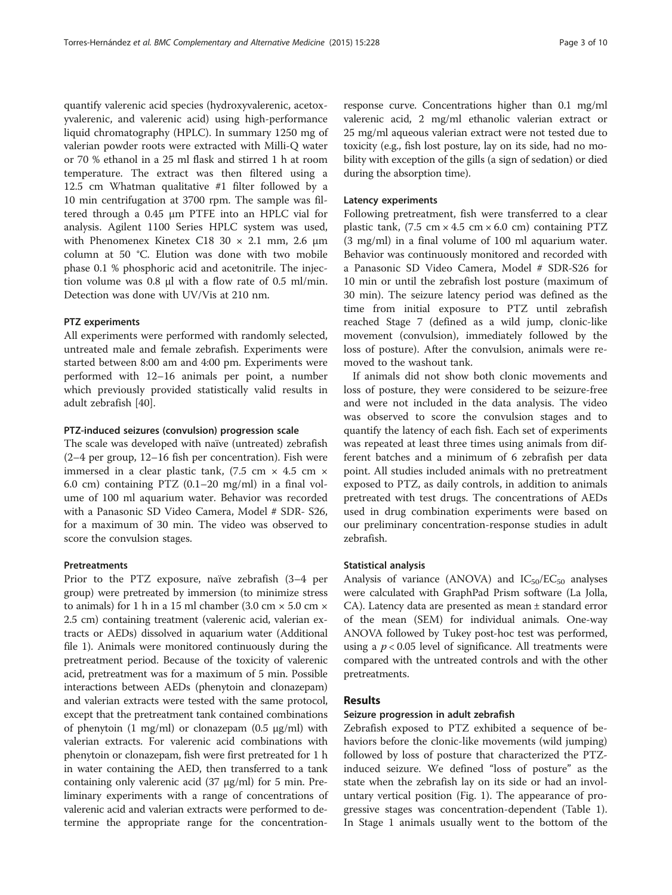quantify valerenic acid species (hydroxyvalerenic, acetoxyvalerenic, and valerenic acid) using high-performance liquid chromatography (HPLC). In summary 1250 mg of valerian powder roots were extracted with Milli-Q water or 70 % ethanol in a 25 ml flask and stirred 1 h at room temperature. The extract was then filtered using a 12.5 cm Whatman qualitative #1 filter followed by a 10 min centrifugation at 3700 rpm. The sample was filtered through a 0.45 μm PTFE into an HPLC vial for analysis. Agilent 1100 Series HPLC system was used, with Phenomenex Kinetex C18 30 × 2.1 mm, 2.6 μm column at 50 °C. Elution was done with two mobile phase 0.1 % phosphoric acid and acetonitrile. The injection volume was 0.8 μl with a flow rate of 0.5 ml/min. Detection was done with UV/Vis at 210 nm.

### PTZ experiments

All experiments were performed with randomly selected, untreated male and female zebrafish. Experiments were started between 8:00 am and 4:00 pm. Experiments were performed with 12–16 animals per point, a number which previously provided statistically valid results in adult zebrafish [40].

#### PTZ-induced seizures (convulsion) progression scale

The scale was developed with naïve (untreated) zebrafish (2–4 per group, 12–16 fish per concentration). Fish were immersed in a clear plastic tank, (7.5 cm × 4.5 cm × 6.0 cm) containing PTZ (0.1–20 mg/ml) in a final volume of 100 ml aquarium water. Behavior was recorded with a Panasonic SD Video Camera, Model # SDR- S26, for a maximum of 30 min. The video was observed to score the convulsion stages.

#### Pretreatments

Prior to the PTZ exposure, naïve zebrafish (3–4 per group) were pretreated by immersion (to minimize stress to animals) for 1 h in a 15 ml chamber (3.0 cm × 5.0 cm × 2.5 cm) containing treatment (valerenic acid, valerian extracts or AEDs) dissolved in aquarium water (Additional file 1). Animals were monitored continuously during the pretreatment period. Because of the toxicity of valerenic acid, pretreatment was for a maximum of 5 min. Possible interactions between AEDs (phenytoin and clonazepam) and valerian extracts were tested with the same protocol, except that the pretreatment tank contained combinations of phenytoin (1 mg/ml) or clonazepam (0.5 μg/ml) with valerian extracts. For valerenic acid combinations with phenytoin or clonazepam, fish were first pretreated for 1 h in water containing the AED, then transferred to a tank containing only valerenic acid (37 μg/ml) for 5 min. Preliminary experiments with a range of concentrations of valerenic acid and valerian extracts were performed to determine the appropriate range for the concentration-response curve. Concentrations higher than 0.1 mg/ml valerenic acid, 2 mg/ml ethanolic valerian extract or 25 mg/ml aqueous valerian extract were not tested due to toxicity (e.g., fish lost posture, lay on its side, had no mobility with exception of the gills (a sign of sedation) or died during the absorption time).

#### Latency experiments

Following pretreatment, fish were transferred to a clear plastic tank, (7.5 cm × 4.5 cm × 6.0 cm) containing PTZ (3 mg/ml) in a final volume of 100 ml aquarium water. Behavior was continuously monitored and recorded with a Panasonic SD Video Camera, Model # SDR-S26 for 10 min or until the zebrafish lost posture (maximum of 30 min). The seizure latency period was defined as the time from initial exposure to PTZ until zebrafish reached Stage 7 (defined as a wild jump, clonic-like movement (convulsion), immediately followed by the loss of posture). After the convulsion, animals were removed to the washout tank.

If animals did not show both clonic movements and loss of posture, they were considered to be seizure-free and were not included in the data analysis. The video was observed to score the convulsion stages and to quantify the latency of each fish. Each set of experiments was repeated at least three times using animals from different batches and a minimum of 6 zebrafish per data point. All studies included animals with no pretreatment exposed to PTZ, as daily controls, in addition to animals pretreated with test drugs. The concentrations of AEDs used in drug combination experiments were based on our preliminary concentration-response studies in adult zebrafish.

### Statistical analysis

Analysis of variance (ANOVA) and $IC_{50}/EC_{50}$ analyses were calculated with GraphPad Prism software (La Jolla, CA). Latency data are presented as mean ± standard error of the mean (SEM) for individual animals. One-way ANOVA followed by Tukey post-hoc test was performed, using a $p < 0.05$ level of significance. All treatments were compared with the untreated controls and with the other pretreatments.

## Results

### Seizure progression in adult zebrafish

Zebrafish exposed to PTZ exhibited a sequence of behaviors before the clonic-like movements (wild jumping) followed by loss of posture that characterized the PTZ-induced seizure. We defined "loss of posture" as the state when the zebrafish lay on its side or had an involuntary vertical position (Fig. 1). The appearance of progressive stages was concentration-dependent (Table 1). In Stage 1 animals usually went to the bottom of the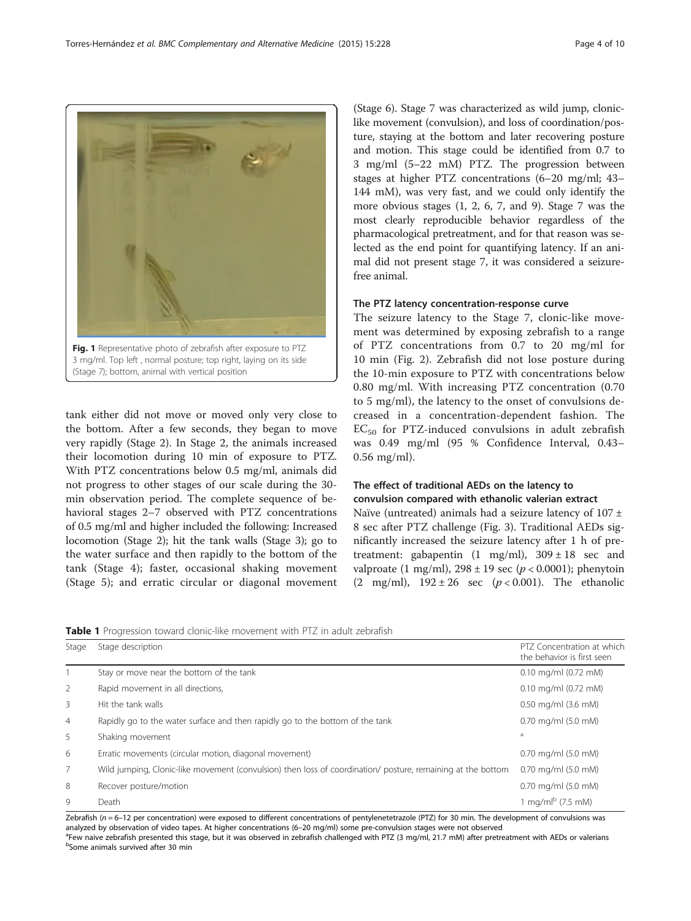Fig. 1 Representative photo of zebrafish after exposure to PTZ 3 mg/ml. Top left , normal posture; top right, laying on its side (Stage 7); bottom, animal with vertical position

tank either did not move or moved only very close to the bottom. After a few seconds, they began to move very rapidly (Stage 2). In Stage 2, the animals increased their locomotion during 10 min of exposure to PTZ. With PTZ concentrations below 0.5 mg/ml, animals did not progress to other stages of our scale during the 30-min observation period. The complete sequence of behavioral stages 2–7 observed with PTZ concentrations of 0.5 mg/ml and higher included the following: Increased locomotion (Stage 2); hit the tank walls (Stage 3); go to the water surface and then rapidly to the bottom of the tank (Stage 4); faster, occasional shaking movement (Stage 5); and erratic circular or diagonal movement (Stage 6). Stage 7 was characterized as wild jump, clonic-like movement (convulsion), and loss of coordination/posture, staying at the bottom and later recovering posture and motion. This stage could be identified from 0.7 to 3 mg/ml (5–22 mM) PTZ. The progression between stages at higher PTZ concentrations (6–20 mg/ml; 43–144 mM), was very fast, and we could only identify the more obvious stages (1, 2, 6, 7, and 9). Stage 7 was the most clearly reproducible behavior regardless of the pharmacological pretreatment, and for that reason was selected as the end point for quantifying latency. If an animal did not present stage 7, it was considered a seizure-free animal.

### The PTZ latency concentration-response curve

The seizure latency to the Stage 7, clonic-like movement was determined by exposing zebrafish to a range of PTZ concentrations from 0.7 to 20 mg/ml for 10 min (Fig. 2). Zebrafish did not lose posture during the 10-min exposure to PTZ with concentrations below 0.80 mg/ml. With increasing PTZ concentration (0.70 to 5 mg/ml), the latency to the onset of convulsions decreased in a concentration-dependent fashion. The $EC_{50}$ for PTZ-induced convulsions in adult zebrafish was 0.49 mg/ml (95 % Confidence Interval, 0.43–0.56 mg/ml).

### The effect of traditional AEDs on the latency to convulsion compared with ethanolic valerian extract

Naïve (untreated) animals had a seizure latency of 107 ± 8 sec after PTZ challenge (Fig. 3). Traditional AEDs significantly increased the seizure latency after 1 h of pretreatment: gabapentin (1 mg/ml), 309 ± 18 sec and valproate (1 mg/ml), 298 ± 19 sec ($p < 0.0001$); phenytoin (2 mg/ml), 192 ± 26 sec ($p < 0.001$). The ethanolic

**Table 1** Progression toward clonic-like movement with PTZ in adult zebrafish

| Stage | Stage description | PTZ Concentration at which the behavior is first seen |
|---|---|---|
| 1 | Stay or move near the bottom of the tank | 0.10 mg/ml (0.72 mM) |
| 2 | Rapid movement in all directions, | 0.10 mg/ml (0.72 mM) |
| 3 | Hit the tank walls | 0.50 mg/ml (3.6 mM) |
| 4 | Rapidly go to the water surface and then rapidly go to the bottom of the tank | 0.70 mg/ml (5.0 mM) |
| 5 | Shaking movement | [a] |
| 6 | Erratic movements (circular motion, diagonal movement) | 0.70 mg/ml (5.0 mM) |
| 7 | Wild jumping, Clonic-like movement (convulsion) then loss of coordination/ posture, remaining at the bottom | 0.70 mg/ml (5.0 mM) |
| 8 | Recover posture/motion | 0.70 mg/ml (5.0 mM) |
| 9 | Death | 1 mg/ml[b] (7.5 mM) |

Zebrafish ($n$ = 6–12 per concentration) were exposed to different concentrations of pentylenetetrazole (PTZ) for 30 min. The development of convulsions was analyzed by observation of video tapes. At higher concentrations (6–20 mg/ml) some pre-convulsion stages were not observed

[a]Few naive zebrafish presented this stage, but it was observed in zebrafish challenged with PTZ (3 mg/ml, 21.7 mM) after pretreatment with AEDs or valerians

[b]Some animals survived after 30 min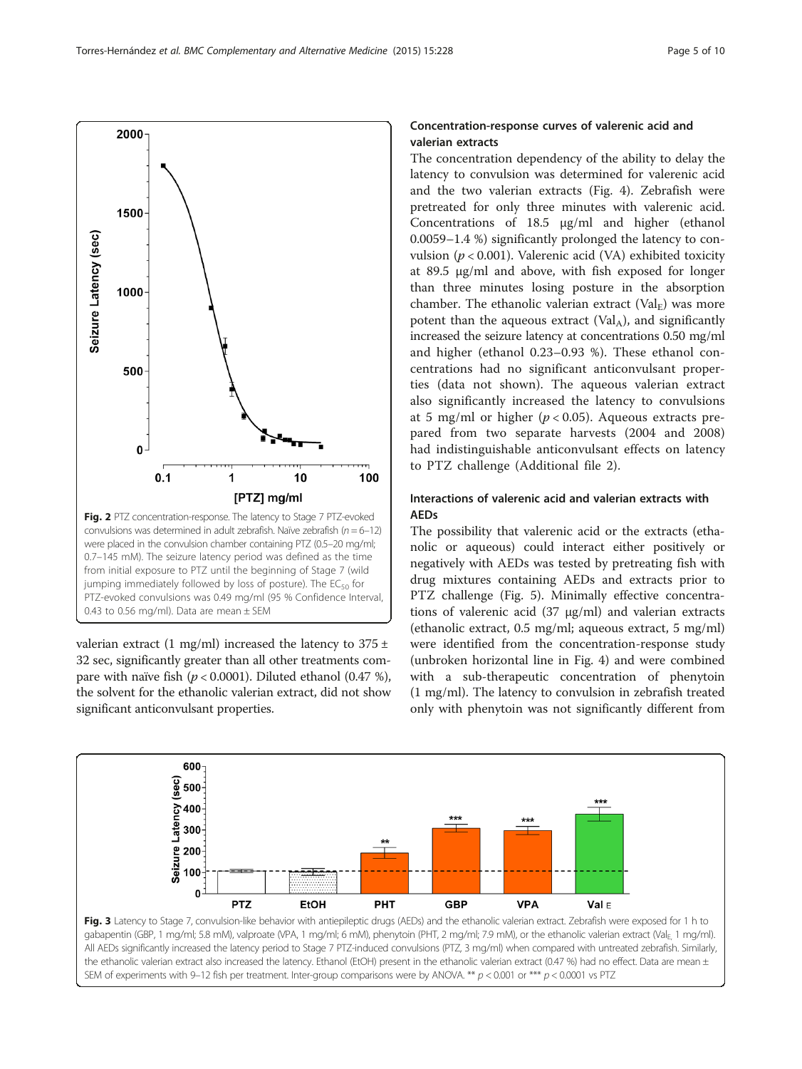Fig. 2 PTZ concentration-response. The latency to Stage 7 PTZ-evoked convulsions was determined in adult zebrafish. Naïve zebrafish ($n = 6–12$) were placed in the convulsion chamber containing PTZ (0.5–20 mg/ml; 0.7–145 mM). The seizure latency period was defined as the time from initial exposure to PTZ until the beginning of Stage 7 (wild jumping immediately followed by loss of posture). The $EC_{50}$ for PTZ-evoked convulsions was 0.49 mg/ml (95 % Confidence Interval, 0.43 to 0.56 mg/ml). Data are mean ± SEM

valerian extract (1 mg/ml) increased the latency to 375 ± 32 sec, significantly greater than all other treatments compare with naïve fish ($p < 0.0001$). Diluted ethanol (0.47 %), the solvent for the ethanolic valerian extract, did not show significant anticonvulsant properties.

## Concentration-response curves of valerenic acid and valerian extracts

The concentration dependency of the ability to delay the latency to convulsion was determined for valerenic acid and the two valerian extracts (Fig. 4). Zebrafish were pretreated for only three minutes with valerenic acid. Concentrations of 18.5 μg/ml and higher (ethanol 0.0059–1.4 %) significantly prolonged the latency to convulsion ($p < 0.001$). Valerenic acid (VA) exhibited toxicity at 89.5 μg/ml and above, with fish exposed for longer than three minutes losing posture in the absorption chamber. The ethanolic valerian extract ($Val_E$) was more potent than the aqueous extract ($Val_A$), and significantly increased the seizure latency at concentrations 0.50 mg/ml and higher (ethanol 0.23–0.93 %). These ethanol concentrations had no significant anticonvulsant properties (data not shown). The aqueous valerian extract also significantly increased the latency to convulsions at 5 mg/ml or higher ($p < 0.05$). Aqueous extracts prepared from two separate harvests (2004 and 2008) had indistinguishable anticonvulsant effects on latency to PTZ challenge (Additional file 2).

## Interactions of valerenic acid and valerian extracts with AEDs

The possibility that valerenic acid or the extracts (ethanolic or aqueous) could interact either positively or negatively with AEDs was tested by pretreating fish with drug mixtures containing AEDs and extracts prior to PTZ challenge (Fig. 5). Minimally effective concentrations of valerenic acid (37 μg/ml) and valerian extracts (ethanolic extract, 0.5 mg/ml; aqueous extract, 5 mg/ml) were identified from the concentration-response study (unbroken horizontal line in Fig. 4) and were combined with a sub-therapeutic concentration of phenytoin (1 mg/ml). The latency to convulsion in zebrafish treated only with phenytoin was not significantly different from

Fig. 3 Latency to Stage 7, convulsion-like behavior with antiepileptic drugs (AEDs) and the ethanolic valerian extract. Zebrafish were exposed for 1 h to gabapentin (GBP, 1 mg/ml; 5.8 mM), valproate (VPA, 1 mg/ml; 6 mM), phenytoin (PHT, 2 mg/ml; 7.9 mM), or the ethanolic valerian extract ($Val_E$ 1 mg/ml). All AEDs significantly increased the latency period to Stage 7 PTZ-induced convulsions (PTZ, 3 mg/ml) when compared with untreated zebrafish. Similarly, the ethanolic valerian extract also increased the latency. Ethanol (EtOH) present in the ethanolic valerian extract (0.47 %) had no effect. Data are mean ± SEM of experiments with 9–12 fish per treatment. Inter-group comparisons were by ANOVA. ** $p < 0.001$ or *** $p < 0.0001$ vs PTZ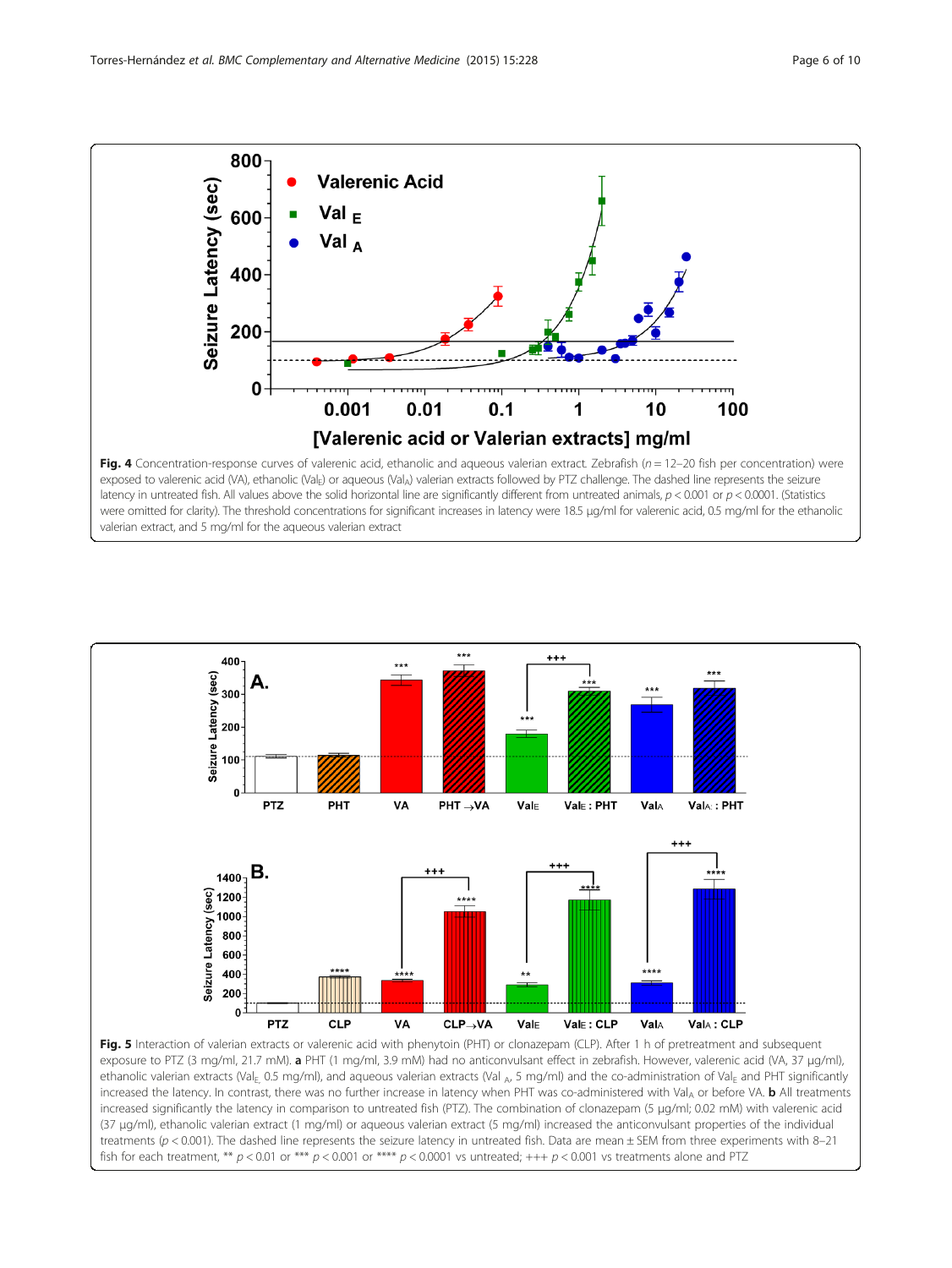**Fig. 4** Concentration-response curves of valerenic acid, ethanolic and aqueous valerian extract. Zebrafish ($n = 12$–$20$ fish per concentration) were exposed to valerenic acid (VA), ethanolic ($Val_E$) or aqueous ($Val_A$) valerian extracts followed by PTZ challenge. The dashed line represents the seizure latency in untreated fish. All values above the solid horizontal line are significantly different from untreated animals, $p < 0.001$ or $p < 0.0001$. (Statistics were omitted for clarity). The threshold concentrations for significant increases in latency were 18.5 μg/ml for valerenic acid, 0.5 mg/ml for the ethanolic valerian extract, and 5 mg/ml for the aqueous valerian extract

**Fig. 5** Interaction of valerian extracts or valerenic acid with phenytoin (PHT) or clonazepam (CLP). After 1 h of pretreatment and subsequent exposure to PTZ (3 mg/ml, 21.7 mM). **a** PHT (1 mg/ml, 3.9 mM) had no anticonvulsant effect in zebrafish. However, valerenic acid (VA, 37 μg/ml), ethanolic valerian extracts ($Val_E$, 0.5 mg/ml), and aqueous valerian extracts ($Val_A$, 5 mg/ml) and the co-administration of $Val_E$ and PHT significantly increased the latency. In contrast, there was no further increase in latency when PHT was co-administered with $Val_A$ or before VA. **b** All treatments increased significantly the latency in comparison to untreated fish (PTZ). The combination of clonazepam (5 μg/ml; 0.02 mM) with valerenic acid (37 μg/ml), ethanolic valerian extract (1 mg/ml) or aqueous valerian extract (5 mg/ml) increased the anticonvulsant properties of the individual treatments ($p < 0.001$). The dashed line represents the seizure latency in untreated fish. Data are mean ± SEM from three experiments with 8–21 fish for each treatment, ** $p < 0.01$ or *** $p < 0.001$ or **** $p < 0.0001$ vs untreated; +++ $p < 0.001$ vs treatments alone and PTZ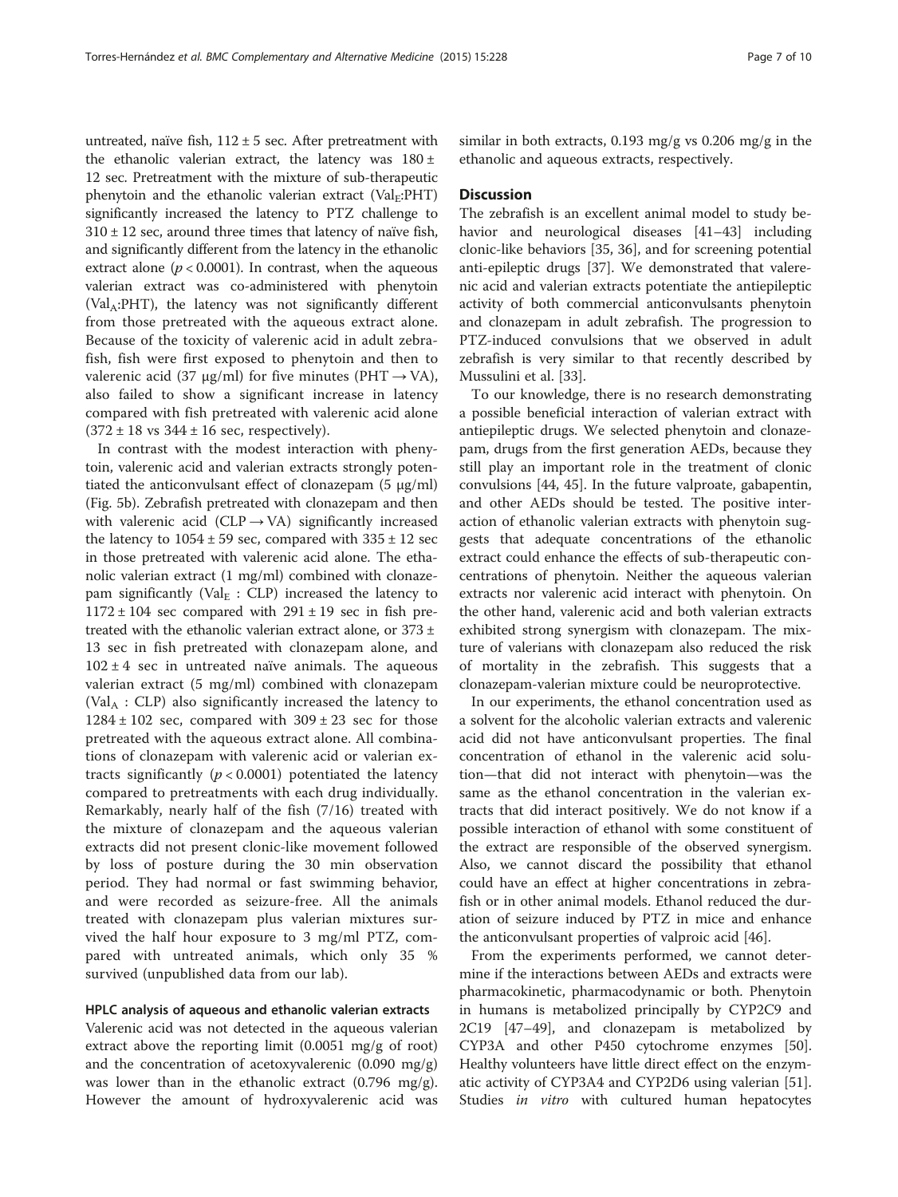untreated, naïve fish, 112 ± 5 sec. After pretreatment with the ethanolic valerian extract, the latency was 180 ± 12 sec. Pretreatment with the mixture of sub-therapeutic phenytoin and the ethanolic valerian extract ($Val_E$:PHT) significantly increased the latency to PTZ challenge to 310 ± 12 sec, around three times that latency of naïve fish, and significantly different from the latency in the ethanolic extract alone ($p < 0.0001$). In contrast, when the aqueous valerian extract was co-administered with phenytoin ($Val_A$:PHT), the latency was not significantly different from those pretreated with the aqueous extract alone. Because of the toxicity of valerenic acid in adult zebrafish, fish were first exposed to phenytoin and then to valerenic acid (37 μg/ml) for five minutes (PHT → VA), also failed to show a significant increase in latency compared with fish pretreated with valerenic acid alone (372 ± 18 vs 344 ± 16 sec, respectively).

In contrast with the modest interaction with phenytoin, valerenic acid and valerian extracts strongly potentiated the anticonvulsant effect of clonazepam (5 μg/ml) (Fig. 5b). Zebrafish pretreated with clonazepam and then with valerenic acid (CLP → VA) significantly increased the latency to 1054 ± 59 sec, compared with 335 ± 12 sec in those pretreated with valerenic acid alone. The ethanolic valerian extract (1 mg/ml) combined with clonazepam significantly ($Val_E$ : CLP) increased the latency to 1172 ± 104 sec compared with 291 ± 19 sec in fish pretreated with the ethanolic valerian extract alone, or 373 ± 13 sec in fish pretreated with clonazepam alone, and 102 ± 4 sec in untreated naïve animals. The aqueous valerian extract (5 mg/ml) combined with clonazepam ($Val_A$ : CLP) also significantly increased the latency to 1284 ± 102 sec, compared with 309 ± 23 sec for those pretreated with the aqueous extract alone. All combinations of clonazepam with valerenic acid or valerian extracts significantly ($p < 0.0001$) potentiated the latency compared to pretreatments with each drug individually. Remarkably, nearly half of the fish (7/16) treated with the mixture of clonazepam and the aqueous valerian extracts did not present clonic-like movement followed by loss of posture during the 30 min observation period. They had normal or fast swimming behavior, and were recorded as seizure-free. All the animals treated with clonazepam plus valerian mixtures survived the half hour exposure to 3 mg/ml PTZ, compared with untreated animals, which only 35 % survived (unpublished data from our lab).

#### HPLC analysis of aqueous and ethanolic valerian extracts

Valerenic acid was not detected in the aqueous valerian extract above the reporting limit (0.0051 mg/g of root) and the concentration of acetoxyvalerenic (0.090 mg/g) was lower than in the ethanolic extract (0.796 mg/g). However the amount of hydroxyvalerenic acid was similar in both extracts, 0.193 mg/g vs 0.206 mg/g in the ethanolic and aqueous extracts, respectively.

## Discussion

The zebrafish is an excellent animal model to study behavior and neurological diseases [41–43] including clonic-like behaviors [35, 36], and for screening potential anti-epileptic drugs [37]. We demonstrated that valerenic acid and valerian extracts potentiate the antiepileptic activity of both commercial anticonvulsants phenytoin and clonazepam in adult zebrafish. The progression to PTZ-induced convulsions that we observed in adult zebrafish is very similar to that recently described by Mussulini et al. [33].

To our knowledge, there is no research demonstrating a possible beneficial interaction of valerian extract with antiepileptic drugs. We selected phenytoin and clonazepam, drugs from the first generation AEDs, because they still play an important role in the treatment of clonic convulsions [44, 45]. In the future valproate, gabapentin, and other AEDs should be tested. The positive interaction of ethanolic valerian extracts with phenytoin suggests that adequate concentrations of the ethanolic extract could enhance the effects of sub-therapeutic concentrations of phenytoin. Neither the aqueous valerian extracts nor valerenic acid interact with phenytoin. On the other hand, valerenic acid and both valerian extracts exhibited strong synergism with clonazepam. The mixture of valerians with clonazepam also reduced the risk of mortality in the zebrafish. This suggests that a clonazepam-valerian mixture could be neuroprotective.

In our experiments, the ethanol concentration used as a solvent for the alcoholic valerian extracts and valerenic acid did not have anticonvulsant properties. The final concentration of ethanol in the valerenic acid solution—that did not interact with phenytoin—was the same as the ethanol concentration in the valerian extracts that did interact positively. We do not know if a possible interaction of ethanol with some constituent of the extract are responsible of the observed synergism. Also, we cannot discard the possibility that ethanol could have an effect at higher concentrations in zebrafish or in other animal models. Ethanol reduced the duration of seizure induced by PTZ in mice and enhance the anticonvulsant properties of valproic acid [46].

From the experiments performed, we cannot determine if the interactions between AEDs and extracts were pharmacokinetic, pharmacodynamic or both. Phenytoin in humans is metabolized principally by CYP2C9 and 2C19 [47–49], and clonazepam is metabolized by CYP3A and other P450 cytochrome enzymes [50]. Healthy volunteers have little direct effect on the enzymatic activity of CYP3A4 and CYP2D6 using valerian [51]. Studies *in vitro* with cultured human hepatocytes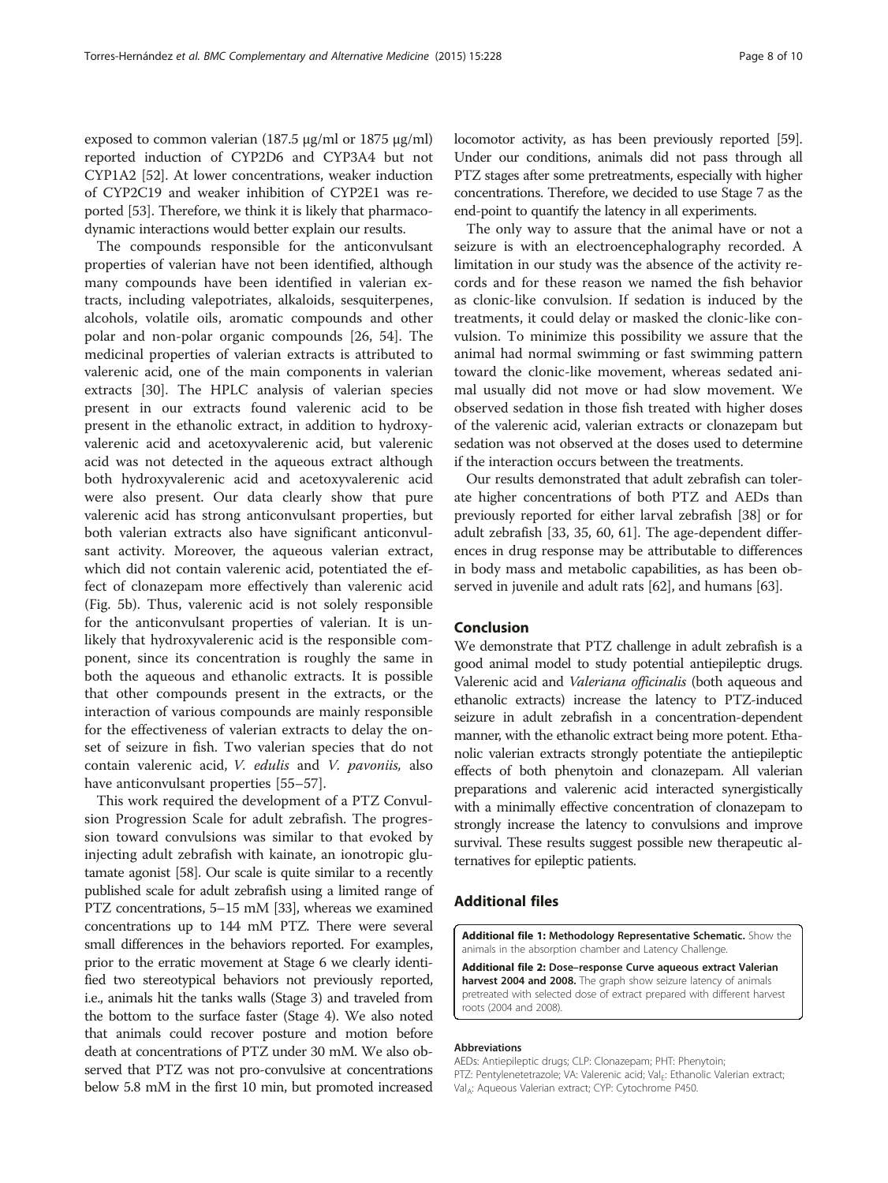exposed to common valerian (187.5 μg/ml or 1875 μg/ml) reported induction of CYP2D6 and CYP3A4 but not CYP1A2 [52]. At lower concentrations, weaker induction of CYP2C19 and weaker inhibition of CYP2E1 was reported [53]. Therefore, we think it is likely that pharmacodynamic interactions would better explain our results.

The compounds responsible for the anticonvulsant properties of valerian have not been identified, although many compounds have been identified in valerian extracts, including valepotriates, alkaloids, sesquiterpenes, alcohols, volatile oils, aromatic compounds and other polar and non-polar organic compounds [26, 54]. The medicinal properties of valerian extracts is attributed to valerenic acid, one of the main components in valerian extracts [30]. The HPLC analysis of valerian species present in our extracts found valerenic acid to be present in the ethanolic extract, in addition to hydroxyvalerenic acid and acetoxyvalerenic acid, but valerenic acid was not detected in the aqueous extract although both hydroxyvalerenic acid and acetoxyvalerenic acid were also present. Our data clearly show that pure valerenic acid has strong anticonvulsant properties, but both valerian extracts also have significant anticonvulsant activity. Moreover, the aqueous valerian extract, which did not contain valerenic acid, potentiated the effect of clonazepam more effectively than valerenic acid (Fig. 5b). Thus, valerenic acid is not solely responsible for the anticonvulsant properties of valerian. It is unlikely that hydroxyvalerenic acid is the responsible component, since its concentration is roughly the same in both the aqueous and ethanolic extracts. It is possible that other compounds present in the extracts, or the interaction of various compounds are mainly responsible for the effectiveness of valerian extracts to delay the onset of seizure in fish. Two valerian species that do not contain valerenic acid, *V. edulis* and *V. pavoniis,* also have anticonvulsant properties [55–57].

This work required the development of a PTZ Convulsion Progression Scale for adult zebrafish. The progression toward convulsions was similar to that evoked by injecting adult zebrafish with kainate, an ionotropic glutamate agonist [58]. Our scale is quite similar to a recently published scale for adult zebrafish using a limited range of PTZ concentrations, 5–15 mM [33], whereas we examined concentrations up to 144 mM PTZ. There were several small differences in the behaviors reported. For examples, prior to the erratic movement at Stage 6 we clearly identified two stereotypical behaviors not previously reported, i.e., animals hit the tanks walls (Stage 3) and traveled from the bottom to the surface faster (Stage 4). We also noted that animals could recover posture and motion before death at concentrations of PTZ under 30 mM. We also observed that PTZ was not pro-convulsive at concentrations below 5.8 mM in the first 10 min, but promoted increased locomotor activity, as has been previously reported [59]. Under our conditions, animals did not pass through all PTZ stages after some pretreatments, especially with higher concentrations. Therefore, we decided to use Stage 7 as the end-point to quantify the latency in all experiments.

The only way to assure that the animal have or not a seizure is with an electroencephalography recorded. A limitation in our study was the absence of the activity records and for these reason we named the fish behavior as clonic-like convulsion. If sedation is induced by the treatments, it could delay or masked the clonic-like convulsion. To minimize this possibility we assure that the animal had normal swimming or fast swimming pattern toward the clonic-like movement, whereas sedated animal usually did not move or had slow movement. We observed sedation in those fish treated with higher doses of the valerenic acid, valerian extracts or clonazepam but sedation was not observed at the doses used to determine if the interaction occurs between the treatments.

Our results demonstrated that adult zebrafish can tolerate higher concentrations of both PTZ and AEDs than previously reported for either larval zebrafish [38] or for adult zebrafish [33, 35, 60, 61]. The age-dependent differences in drug response may be attributable to differences in body mass and metabolic capabilities, as has been observed in juvenile and adult rats [62], and humans [63].

## Conclusion

We demonstrate that PTZ challenge in adult zebrafish is a good animal model to study potential antiepileptic drugs. Valerenic acid and *Valeriana officinalis* (both aqueous and ethanolic extracts) increase the latency to PTZ-induced seizure in adult zebrafish in a concentration-dependent manner, with the ethanolic extract being more potent. Ethanolic valerian extracts strongly potentiate the antiepileptic effects of both phenytoin and clonazepam. All valerian preparations and valerenic acid interacted synergistically with a minimally effective concentration of clonazepam to strongly increase the latency to convulsions and improve survival. These results suggest possible new therapeutic alternatives for epileptic patients.

## Additional files

**Additional file 1: Methodology Representative Schematic.** Show the animals in the absorption chamber and Latency Challenge.

**Additional file 2: Dose–response Curve aqueous extract Valerian harvest 2004 and 2008.** The graph show seizure latency of animals pretreated with selected dose of extract prepared with different harvest roots (2004 and 2008).

#### Abbreviations

AEDs: Antiepileptic drugs; CLP: Clonazepam; PHT: Phenytoin; PTZ: Pentylenetetrazole; VA: Valerenic acid; $Val_E$: Ethanolic Valerian extract; $Val_A$: Aqueous Valerian extract; CYP: Cytochrome P450.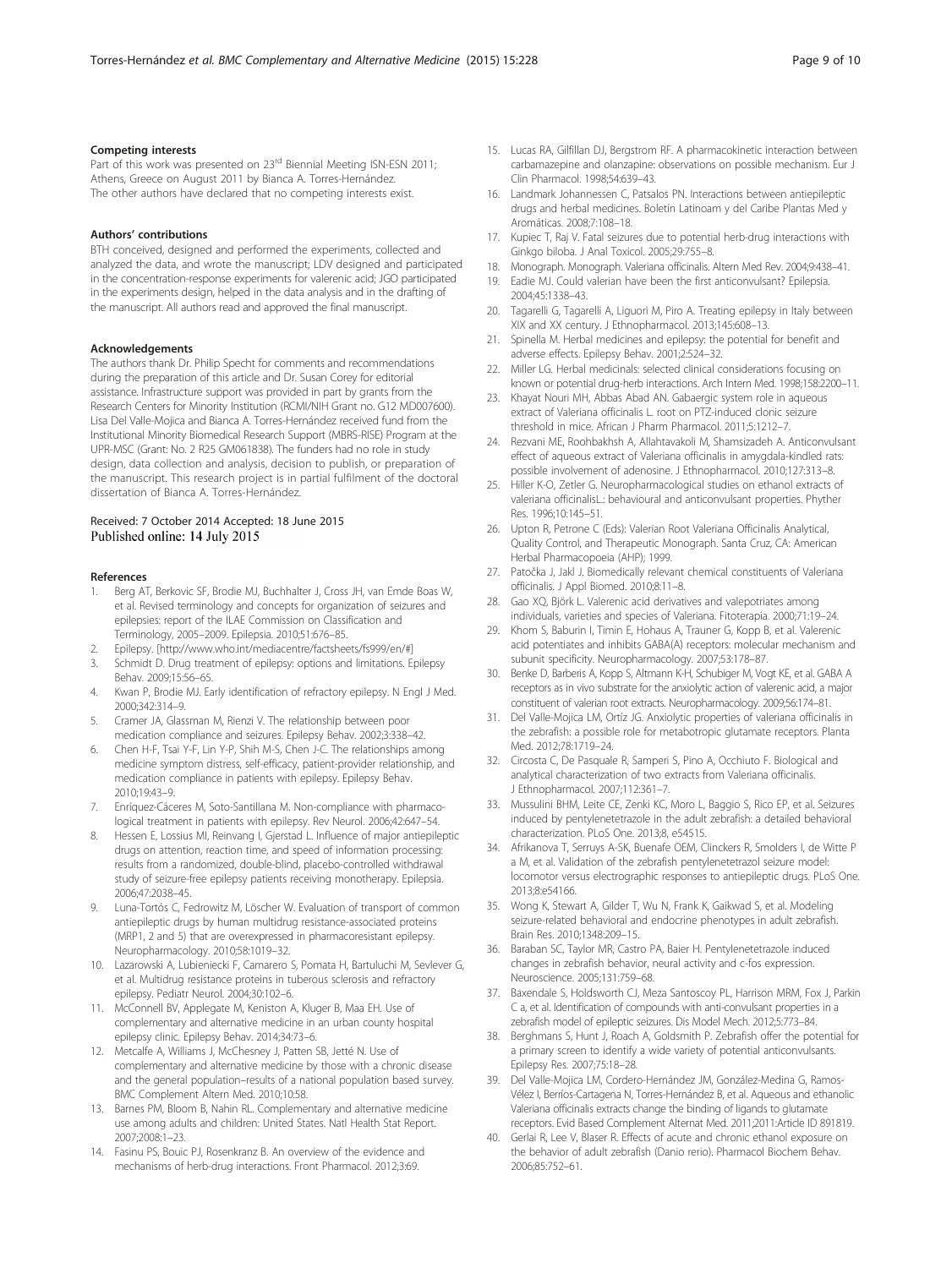### Competing interests

Part of this work was presented on 23[rd] Biennial Meeting ISN-ESN 2011; Athens, Greece on August 2011 by Bianca A. Torres-Hernández. The other authors have declared that no competing interests exist.

### Authors' contributions

BTH conceived, designed and performed the experiments, collected and analyzed the data, and wrote the manuscript; LDV designed and participated in the concentration-response experiments for valerenic acid; JGO participated in the experiments design, helped in the data analysis and in the drafting of the manuscript. All authors read and approved the final manuscript.

### Acknowledgements

The authors thank Dr. Philip Specht for comments and recommendations during the preparation of this article and Dr. Susan Corey for editorial assistance. Infrastructure support was provided in part by grants from the Research Centers for Minority Institution (RCMI/NIH Grant no. G12 MD007600). Lisa Del Valle-Mojica and Bianca A. Torres-Hernández received fund from the Institutional Minority Biomedical Research Support (MBRS-RISE) Program at the UPR-MSC (Grant: No. 2 R25 GM061838). The funders had no role in study design, data collection and analysis, decision to publish, or preparation of the manuscript. This research project is in partial fulfilment of the doctoral dissertation of Bianca A. Torres-Hernández.

Received: 7 October 2014 Accepted: 18 June 2015
Published online: 14 July 2015

### References

1. Berg AT, Berkovic SF, Brodie MJ, Buchhalter J, Cross JH, van Emde Boas W, et al. Revised terminology and concepts for organization of seizures and epilepsies: report of the ILAE Commission on Classification and Terminology, 2005–2009. Epilepsia. 2010;51:676–85.
2. Epilepsy. [http://www.who.int/mediacentre/factsheets/fs999/en/#]
3. Schmidt D. Drug treatment of epilepsy: options and limitations. Epilepsy Behav. 2009;15:56–65.
4. Kwan P, Brodie MJ. Early identification of refractory epilepsy. N Engl J Med. 2000;342:314–9.
5. Cramer JA, Glassman M, Rienzi V. The relationship between poor medication compliance and seizures. Epilepsy Behav. 2002;3:338–42.
6. Chen H-F, Tsai Y-F, Lin Y-P, Shih M-S, Chen J-C. The relationships among medicine symptom distress, self-efficacy, patient-provider relationship, and medication compliance in patients with epilepsy. Epilepsy Behav. 2010;19:43–9.
7. Enríquez-Cáceres M, Soto-Santillana M. Non-compliance with pharmacological treatment in patients with epilepsy. Rev Neurol. 2006;42:647–54.
8. Hessen E, Lossius MI, Reinvang I, Gjerstad L. Influence of major antiepileptic drugs on attention, reaction time, and speed of information processing: results from a randomized, double-blind, placebo-controlled withdrawal study of seizure-free epilepsy patients receiving monotherapy. Epilepsia. 2006;47:2038–45.
9. Luna-Tortós C, Fedrowitz M, Löscher W. Evaluation of transport of common antiepileptic drugs by human multidrug resistance-associated proteins (MRP1, 2 and 5) that are overexpressed in pharmacoresistant epilepsy. Neuropharmacology. 2010;58:1019–32.
10. Lazarowski A, Lubieniecki F, Camarero S, Pomata H, Bartuluchi M, Sevlever G, et al. Multidrug resistance proteins in tuberous sclerosis and refractory epilepsy. Pediatr Neurol. 2004;30:102–6.
11. McConnell BV, Applegate M, Keniston A, Kluger B, Maa EH. Use of complementary and alternative medicine in an urban county hospital epilepsy clinic. Epilepsy Behav. 2014;34:73–6.
12. Metcalfe A, Williams J, McChesney J, Patten SB, Jetté N. Use of complementary and alternative medicine by those with a chronic disease and the general population–results of a national population based survey. BMC Complement Altern Med. 2010;10:58.
13. Barnes PM, Bloom B, Nahin RL. Complementary and alternative medicine use among adults and children: United States. Natl Health Stat Report. 2007;2008:1–23.
14. Fasinu PS, Bouic PJ, Rosenkranz B. An overview of the evidence and mechanisms of herb-drug interactions. Front Pharmacol. 2012;3:69.
15. Lucas RA, Gilfillan DJ, Bergstrom RF. A pharmacokinetic interaction between carbamazepine and olanzapine: observations on possible mechanism. Eur J Clin Pharmacol. 1998;54:639–43.
16. Landmark Johannessen C, Patsalos PN. Interactions between antiepileptic drugs and herbal medicines. Boletín Latinoam y del Caribe Plantas Med y Aromáticas. 2008;7:108–18.
17. Kupiec T, Raj V. Fatal seizures due to potential herb-drug interactions with Ginkgo biloba. J Anal Toxicol. 2005;29:755–8.
18. Monograph. Monograph. Valeriana officinalis. Altern Med Rev. 2004;9:438–41.
19. Eadie MJ. Could valerian have been the first anticonvulsant? Epilepsia. 2004;45:1338–43.
20. Tagarelli G, Tagarelli A, Liguori M, Piro A. Treating epilepsy in Italy between XIX and XX century. J Ethnopharmacol. 2013;145:608–13.
21. Spinella M. Herbal medicines and epilepsy: the potential for benefit and adverse effects. Epilepsy Behav. 2001;2:524–32.
22. Miller LG. Herbal medicinals: selected clinical considerations focusing on known or potential drug-herb interactions. Arch Intern Med. 1998;158:2200–11.
23. Khayat Nouri MH, Abbas Abad AN. Gabaergic system role in aqueous extract of Valeriana officinalis L. root on PTZ-induced clonic seizure threshold in mice. African J Pharm Pharmacol. 2011;5:1212–7.
24. Rezvani ME, Roohbakhsh A, Allahtavakoli M, Shamsizadeh A. Anticonvulsant effect of aqueous extract of Valeriana officinalis in amygdala-kindled rats: possible involvement of adenosine. J Ethnopharmacol. 2010;127:313–8.
25. Hiller K-O, Zetler G. Neuropharmacological studies on ethanol extracts of valeriana officinalisL.: behavioural and anticonvulsant properties. Phyther Res. 1996;10:145–51.
26. Upton R, Petrone C (Eds): Valerian Root Valeriana Officinalis Analytical, Quality Control, and Therapeutic Monograph. Santa Cruz, CA: American Herbal Pharmacopoeia (AHP); 1999.
27. Patočka J, Jakl J. Biomedically relevant chemical constituents of Valeriana officinalis. J Appl Biomed. 2010;8:11–8.
28. Gao XQ, Björk L. Valerenic acid derivatives and valepotriates among individuals, varieties and species of Valeriana. Fitoterapia. 2000;71:19–24.
29. Khom S, Baburin I, Timin E, Hohaus A, Trauner G, Kopp B, et al. Valerenic acid potentiates and inhibits GABA(A) receptors: molecular mechanism and subunit specificity. Neuropharmacology. 2007;53:178–87.
30. Benke D, Barberis A, Kopp S, Altmann K-H, Schubiger M, Vogt KE, et al. GABA A receptors as in vivo substrate for the anxiolytic action of valerenic acid, a major constituent of valerian root extracts. Neuropharmacology. 2009;56:174–81.
31. Del Valle-Mojica LM, Ortíz JG. Anxiolytic properties of valeriana officinalis in the zebrafish: a possible role for metabotropic glutamate receptors. Planta Med. 2012;78:1719–24.
32. Circosta C, De Pasquale R, Samperi S, Pino A, Occhiuto F. Biological and analytical characterization of two extracts from Valeriana officinalis. J Ethnopharmacol. 2007;112:361–7.
33. Mussulini BHM, Leite CE, Zenki KC, Moro L, Baggio S, Rico EP, et al. Seizures induced by pentylenetetrazole in the adult zebrafish: a detailed behavioral characterization. PLoS One. 2013;8, e54515.
34. Afrikanova T, Serruys A-SK, Buenafe OEM, Clinckers R, Smolders I, de Witte P a M, et al. Validation of the zebrafish pentylenetetrazol seizure model: locomotor versus electrographic responses to antiepileptic drugs. PLoS One. 2013;8:e54166.
35. Wong K, Stewart A, Gilder T, Wu N, Frank K, Gaikwad S, et al. Modeling seizure-related behavioral and endocrine phenotypes in adult zebrafish. Brain Res. 2010;1348:209–15.
36. Baraban SC, Taylor MR, Castro PA, Baier H. Pentylenetetrazole induced changes in zebrafish behavior, neural activity and c-fos expression. Neuroscience. 2005;131:759–68.
37. Baxendale S, Holdsworth CJ, Meza Santoscoy PL, Harrison MRM, Fox J, Parkin C a, et al. Identification of compounds with anti-convulsant properties in a zebrafish model of epileptic seizures. Dis Model Mech. 2012;5:773–84.
38. Berghmans S, Hunt J, Roach A, Goldsmith P. Zebrafish offer the potential for a primary screen to identify a wide variety of potential anticonvulsants. Epilepsy Res. 2007;75:18–28.
39. Del Valle-Mojica LM, Cordero-Hernández JM, González-Medina G, Ramos-Vélez I, Berríos-Cartagena N, Torres-Hernández B, et al. Aqueous and ethanolic Valeriana officinalis extracts change the binding of ligands to glutamate receptors. Evid Based Complement Alternat Med. 2011;2011:Article ID 891819.
40. Gerlai R, Lee V, Blaser R. Effects of acute and chronic ethanol exposure on the behavior of adult zebrafish (Danio rerio). Pharmacol Biochem Behav. 2006;85:752–61.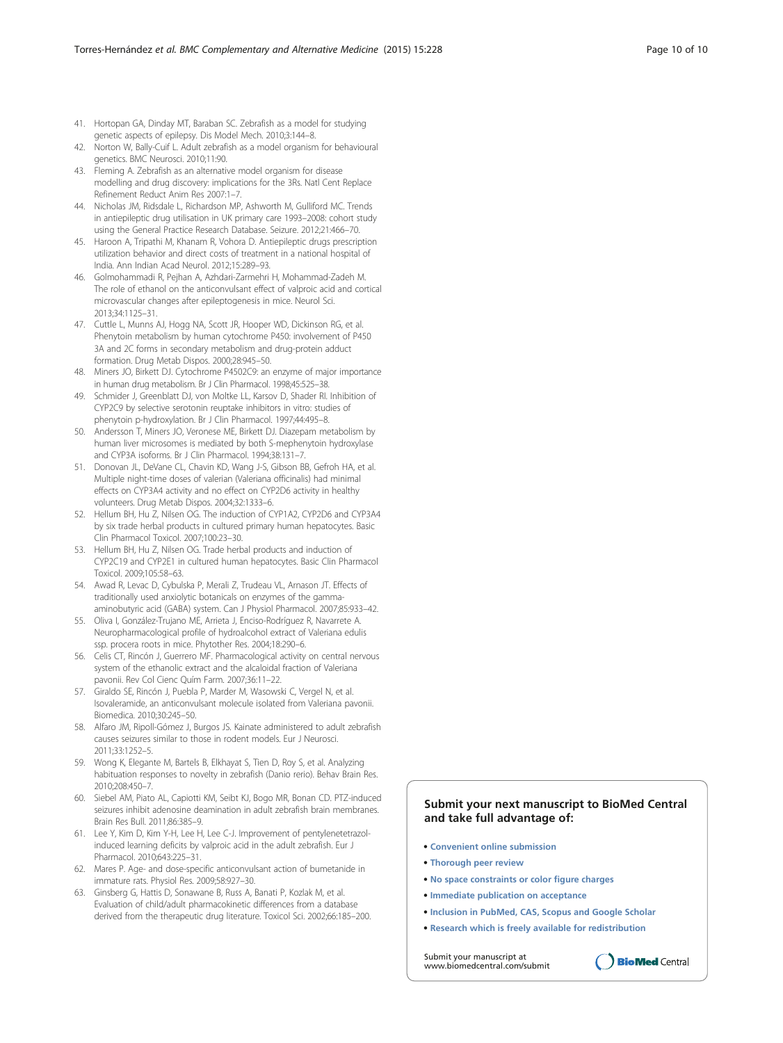41. Hortopan GA, Dinday MT, Baraban SC. Zebrafish as a model for studying genetic aspects of epilepsy. Dis Model Mech. 2010;3:144–8.
42. Norton W, Bally-Cuif L. Adult zebrafish as a model organism for behavioural genetics. BMC Neurosci. 2010;11:90.
43. Fleming A. Zebrafish as an alternative model organism for disease modelling and drug discovery: implications for the 3Rs. Natl Cent Replace Refinement Reduct Anim Res 2007:1–7.
44. Nicholas JM, Ridsdale L, Richardson MP, Ashworth M, Gulliford MC. Trends in antiepileptic drug utilisation in UK primary care 1993–2008: cohort study using the General Practice Research Database. Seizure. 2012;21:466–70.
45. Haroon A, Tripathi M, Khanam R, Vohora D. Antiepileptic drugs prescription utilization behavior and direct costs of treatment in a national hospital of India. Ann Indian Acad Neurol. 2012;15:289–93.
46. Golmohammadi R, Pejhan A, Azhdari-Zarmehri H, Mohammad-Zadeh M. The role of ethanol on the anticonvulsant effect of valproic acid and cortical microvascular changes after epileptogenesis in mice. Neurol Sci. 2013;34:1125–31.
47. Cuttle L, Munns AJ, Hogg NA, Scott JR, Hooper WD, Dickinson RG, et al. Phenytoin metabolism by human cytochrome P450: involvement of P450 3A and 2C forms in secondary metabolism and drug-protein adduct formation. Drug Metab Dispos. 2000;28:945–50.
48. Miners JO, Birkett DJ. Cytochrome P4502C9: an enzyme of major importance in human drug metabolism. Br J Clin Pharmacol. 1998;45:525–38.
49. Schmider J, Greenblatt DJ, von Moltke LL, Karsov D, Shader RI. Inhibition of CYP2C9 by selective serotonin reuptake inhibitors in vitro: studies of phenytoin p-hydroxylation. Br J Clin Pharmacol. 1997;44:495–8.
50. Andersson T, Miners JO, Veronese ME, Birkett DJ. Diazepam metabolism by human liver microsomes is mediated by both S-mephenytoin hydroxylase and CYP3A isoforms. Br J Clin Pharmacol. 1994;38:131–7.
51. Donovan JL, DeVane CL, Chavin KD, Wang J-S, Gibson BB, Gefroh HA, et al. Multiple night-time doses of valerian (Valeriana officinalis) had minimal effects on CYP3A4 activity and no effect on CYP2D6 activity in healthy volunteers. Drug Metab Dispos. 2004;32:1333–6.
52. Hellum BH, Hu Z, Nilsen OG. The induction of CYP1A2, CYP2D6 and CYP3A4 by six trade herbal products in cultured primary human hepatocytes. Basic Clin Pharmacol Toxicol. 2007;100:23–30.
53. Hellum BH, Hu Z, Nilsen OG. Trade herbal products and induction of CYP2C19 and CYP2E1 in cultured human hepatocytes. Basic Clin Pharmacol Toxicol. 2009;105:58–63.
54. Awad R, Levac D, Cybulska P, Merali Z, Trudeau VL, Arnason JT. Effects of traditionally used anxiolytic botanicals on enzymes of the gamma-aminobutyric acid (GABA) system. Can J Physiol Pharmacol. 2007;85:933–42.
55. Oliva I, González-Trujano ME, Arrieta J, Enciso-Rodríguez R, Navarrete A. Neuropharmacological profile of hydroalcohol extract of Valeriana edulis ssp. procera roots in mice. Phytother Res. 2004;18:290–6.
56. Celis CT, Rincón J, Guerrero MF. Pharmacological activity on central nervous system of the ethanolic extract and the alcaloidal fraction of Valeriana pavonii. Rev Col Cienc Quím Farm. 2007;36:11–22.
57. Giraldo SE, Rincón J, Puebla P, Marder M, Wasowski C, Vergel N, et al. Isovaleramide, an anticonvulsant molecule isolated from Valeriana pavonii. Biomedica. 2010;30:245–50.
58. Alfaro JM, Ripoll-Gómez J, Burgos JS. Kainate administered to adult zebrafish causes seizures similar to those in rodent models. Eur J Neurosci. 2011;33:1252–5.
59. Wong K, Elegante M, Bartels B, Elkhayat S, Tien D, Roy S, et al. Analyzing habituation responses to novelty in zebrafish (Danio rerio). Behav Brain Res. 2010;208:450–7.
60. Siebel AM, Piato AL, Capiotti KM, Seibt KJ, Bogo MR, Bonan CD. PTZ-induced seizures inhibit adenosine deamination in adult zebrafish brain membranes. Brain Res Bull. 2011;86:385–9.
61. Lee Y, Kim D, Kim Y-H, Lee H, Lee C-J. Improvement of pentylenetetrazol-induced learning deficits by valproic acid in the adult zebrafish. Eur J Pharmacol. 2010;643:225–31.
62. Mares P. Age- and dose-specific anticonvulsant action of bumetanide in immature rats. Physiol Res. 2009;58:927–30.
63. Ginsberg G, Hattis D, Sonawane B, Russ A, Banati P, Kozlak M, et al. Evaluation of child/adult pharmacokinetic differences from a database derived from the therapeutic drug literature. Toxicol Sci. 2002;66:185–200.

**Submit your next manuscript to BioMed Central and take full advantage of:**

- Convenient online submission
- Thorough peer review
- No space constraints or color figure charges
- Immediate publication on acceptance
- Inclusion in PubMed, CAS, Scopus and Google Scholar
- Research which is freely available for redistribution

Submit your manuscript at www.biomedcentral.com/submit

BioMed Central